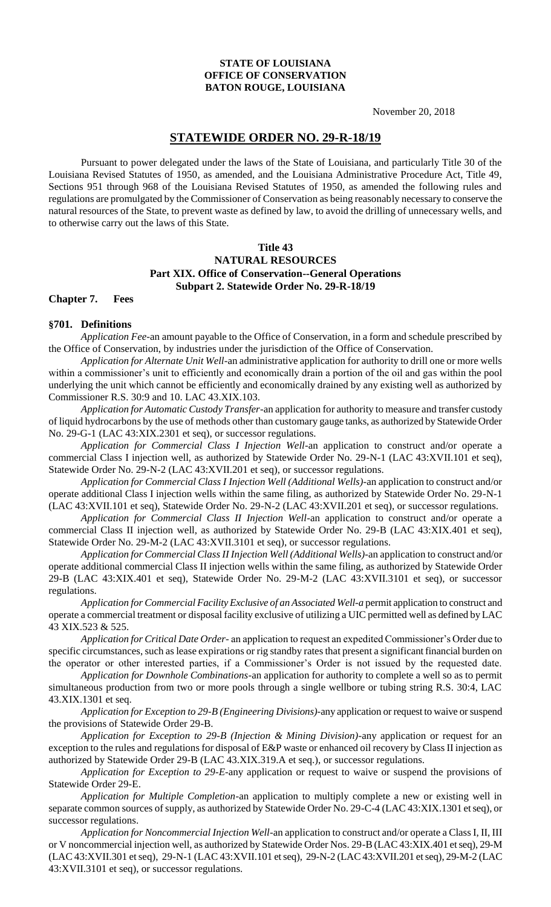**STATE OF LOUISIANA**
**OFFICE OF CONSERVATION**
**BATON ROUGE, LOUISIANA**

November 20, 2018

# STATEWIDE ORDER NO. 29-R-18/19

Pursuant to power delegated under the laws of the State of Louisiana, and particularly Title 30 of the Louisiana Revised Statutes of 1950, as amended, and the Louisiana Administrative Procedure Act, Title 49, Sections 951 through 968 of the Louisiana Revised Statutes of 1950, as amended the following rules and regulations are promulgated by the Commissioner of Conservation as being reasonably necessary to conserve the natural resources of the State, to prevent waste as defined by law, to avoid the drilling of unnecessary wells, and to otherwise carry out the laws of this State.

## Title 43
## NATURAL RESOURCES
## Part XIX. Office of Conservation--General Operations
## Subpart 2. Statewide Order No. 29-R-18/19

### Chapter 7. Fees

#### §701. Definitions

*Application Fee*-an amount payable to the Office of Conservation, in a form and schedule prescribed by the Office of Conservation, by industries under the jurisdiction of the Office of Conservation.

*Application for Alternate Unit Well*-an administrative application for authority to drill one or more wells within a commissioner's unit to efficiently and economically drain a portion of the oil and gas within the pool underlying the unit which cannot be efficiently and economically drained by any existing well as authorized by Commissioner R.S. 30:9 and 10. LAC 43.XIX.103.

*Application for Automatic Custody Transfer*-an application for authority to measure and transfer custody of liquid hydrocarbons by the use of methods other than customary gauge tanks, as authorized by Statewide Order No. 29-G-1 (LAC 43:XIX.2301 et seq), or successor regulations.

*Application for Commercial Class I Injection Well*-an application to construct and/or operate a commercial Class I injection well, as authorized by Statewide Order No. 29-N-1 (LAC 43:XVII.101 et seq), Statewide Order No. 29-N-2 (LAC 43:XVII.201 et seq), or successor regulations.

*Application for Commercial Class I Injection Well (Additional Wells)*-an application to construct and/or operate additional Class I injection wells within the same filing, as authorized by Statewide Order No. 29-N-1 (LAC 43:XVII.101 et seq), Statewide Order No. 29-N-2 (LAC 43:XVII.201 et seq), or successor regulations.

*Application for Commercial Class II Injection Well*-an application to construct and/or operate a commercial Class II injection well, as authorized by Statewide Order No. 29-B (LAC 43:XIX.401 et seq), Statewide Order No. 29-M-2 (LAC 43:XVII.3101 et seq), or successor regulations.

*Application for Commercial Class II Injection Well (Additional Wells)*-an application to construct and/or operate additional commercial Class II injection wells within the same filing, as authorized by Statewide Order 29-B (LAC 43:XIX.401 et seq), Statewide Order No. 29-M-2 (LAC 43:XVII.3101 et seq), or successor regulations.

*Application for Commercial Facility Exclusive of an Associated Well-a* permit application to construct and operate a commercial treatment or disposal facility exclusive of utilizing a UIC permitted well as defined by LAC 43 XIX.523 & 525.

*Application for Critical Date Order*- an application to request an expedited Commissioner's Order due to specific circumstances, such as lease expirations or rig standby rates that present a significant financial burden on the operator or other interested parties, if a Commissioner's Order is not issued by the requested date.

*Application for Downhole Combinations*-an application for authority to complete a well so as to permit simultaneous production from two or more pools through a single wellbore or tubing string R.S. 30:4, LAC 43.XIX.1301 et seq.

*Application for Exception to 29-B (Engineering Divisions)*-any application or request to waive or suspend the provisions of Statewide Order 29-B.

*Application for Exception to 29-B (Injection & Mining Division)*-any application or request for an exception to the rules and regulations for disposal of E&P waste or enhanced oil recovery by Class II injection as authorized by Statewide Order 29-B (LAC 43.XIX.319.A et seq.), or successor regulations.

*Application for Exception to 29-E*-any application or request to waive or suspend the provisions of Statewide Order 29-E.

*Application for Multiple Completion*-an application to multiply complete a new or existing well in separate common sources of supply, as authorized by Statewide Order No. 29-C-4 (LAC 43:XIX.1301 et seq), or successor regulations.

*Application for Noncommercial Injection Well*-an application to construct and/or operate a Class I, II, III or V noncommercial injection well, as authorized by Statewide Order Nos. 29-B (LAC 43:XIX.401 et seq), 29-M (LAC 43:XVII.301 et seq), 29-N-1 (LAC 43:XVII.101 et seq), 29-N-2 (LAC 43:XVII.201 et seq), 29-M-2 (LAC 43:XVII.3101 et seq), or successor regulations.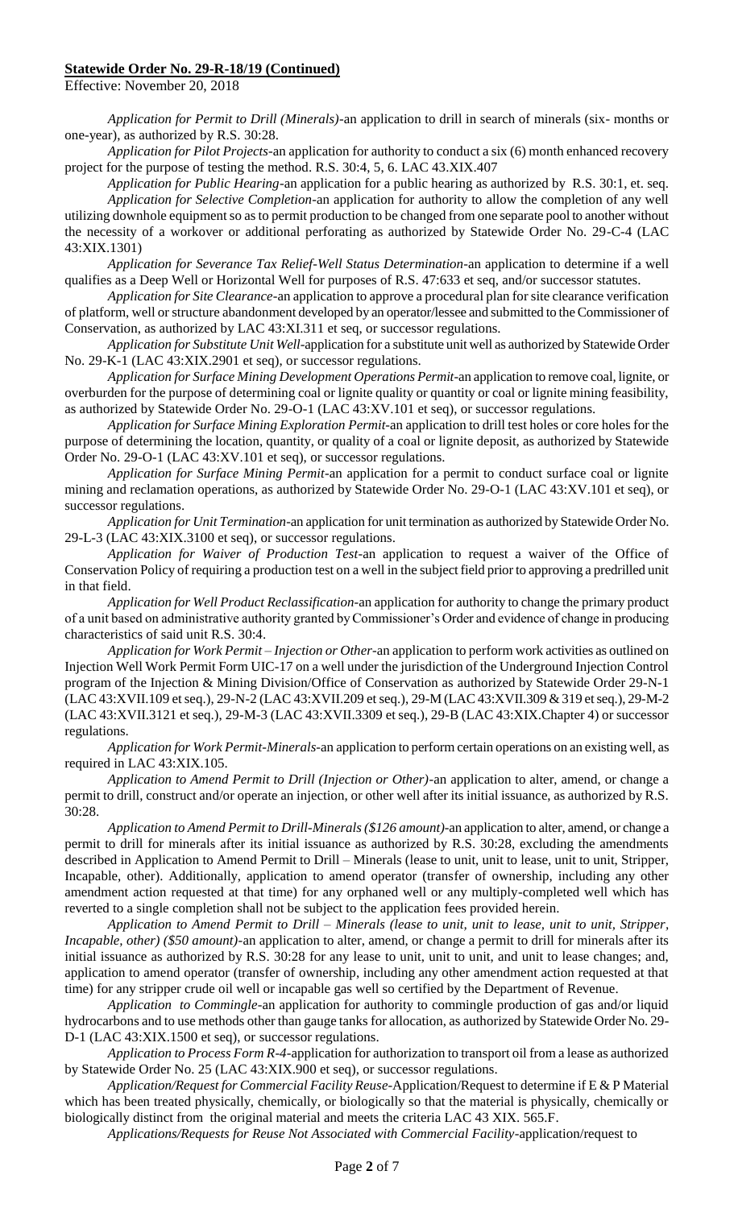**Statewide Order No. 29-R-18/19 (Continued)**

Effective: November 20, 2018

*Application for Permit to Drill (Minerals)*-an application to drill in search of minerals (six- months or one-year), as authorized by R.S. 30:28.

*Application for Pilot Projects*-an application for authority to conduct a six (6) month enhanced recovery project for the purpose of testing the method. R.S. 30:4, 5, 6. LAC 43.XIX.407

*Application for Public Hearing*-an application for a public hearing as authorized by R.S. 30:1, et. seq.

*Application for Selective Completion*-an application for authority to allow the completion of any well utilizing downhole equipment so as to permit production to be changed from one separate pool to another without the necessity of a workover or additional perforating as authorized by Statewide Order No. 29-C-4 (LAC 43:XIX.1301)

*Application for Severance Tax Relief-Well Status Determination*-an application to determine if a well qualifies as a Deep Well or Horizontal Well for purposes of R.S. 47:633 et seq, and/or successor statutes.

*Application for Site Clearance*-an application to approve a procedural plan for site clearance verification of platform, well or structure abandonment developed by an operator/lessee and submitted to the Commissioner of Conservation, as authorized by LAC 43:XI.311 et seq, or successor regulations.

*Application for Substitute Unit Well*-application for a substitute unit well as authorized by Statewide Order No. 29-K-1 (LAC 43:XIX.2901 et seq), or successor regulations.

*Application for Surface Mining Development Operations Permit*-an application to remove coal, lignite, or overburden for the purpose of determining coal or lignite quality or quantity or coal or lignite mining feasibility, as authorized by Statewide Order No. 29-O-1 (LAC 43:XV.101 et seq), or successor regulations.

*Application for Surface Mining Exploration Permit*-an application to drill test holes or core holes for the purpose of determining the location, quantity, or quality of a coal or lignite deposit, as authorized by Statewide Order No. 29-O-1 (LAC 43:XV.101 et seq), or successor regulations.

*Application for Surface Mining Permit*-an application for a permit to conduct surface coal or lignite mining and reclamation operations, as authorized by Statewide Order No. 29-O-1 (LAC 43:XV.101 et seq), or successor regulations.

*Application for Unit Termination*-an application for unit termination as authorized by Statewide Order No. 29-L-3 (LAC 43:XIX.3100 et seq), or successor regulations.

*Application for Waiver of Production Test*-an application to request a waiver of the Office of Conservation Policy of requiring a production test on a well in the subject field prior to approving a predrilled unit in that field.

*Application for Well Product Reclassification*-an application for authority to change the primary product of a unit based on administrative authority granted by Commissioner's Order and evidence of change in producing characteristics of said unit R.S. 30:4.

*Application for Work Permit – Injection or Other*-an application to perform work activities as outlined on Injection Well Work Permit Form UIC-17 on a well under the jurisdiction of the Underground Injection Control program of the Injection & Mining Division/Office of Conservation as authorized by Statewide Order 29-N-1 (LAC 43:XVII.109 et seq.), 29-N-2 (LAC 43:XVII.209 et seq.), 29-M (LAC 43:XVII.309 & 319 et seq.), 29-M-2 (LAC 43:XVII.3121 et seq.), 29-M-3 (LAC 43:XVII.3309 et seq.), 29-B (LAC 43:XIX.Chapter 4) or successor regulations.

*Application for Work Permit-Minerals*-an application to perform certain operations on an existing well, as required in LAC 43:XIX.105.

*Application to Amend Permit to Drill (Injection or Other)*-an application to alter, amend, or change a permit to drill, construct and/or operate an injection, or other well after its initial issuance, as authorized by R.S. 30:28.

*Application to Amend Permit to Drill-Minerals ($126 amount)*-an application to alter, amend, or change a permit to drill for minerals after its initial issuance as authorized by R.S. 30:28, excluding the amendments described in Application to Amend Permit to Drill – Minerals (lease to unit, unit to lease, unit to unit, Stripper, Incapable, other). Additionally, application to amend operator (transfer of ownership, including any other amendment action requested at that time) for any orphaned well or any multiply-completed well which has reverted to a single completion shall not be subject to the application fees provided herein.

*Application to Amend Permit to Drill – Minerals (lease to unit, unit to lease, unit to unit, Stripper, Incapable, other) ($50 amount)*-an application to alter, amend, or change a permit to drill for minerals after its initial issuance as authorized by R.S. 30:28 for any lease to unit, unit to unit, and unit to lease changes; and, application to amend operator (transfer of ownership, including any other amendment action requested at that time) for any stripper crude oil well or incapable gas well so certified by the Department of Revenue.

*Application to Commingle*-an application for authority to commingle production of gas and/or liquid hydrocarbons and to use methods other than gauge tanks for allocation, as authorized by Statewide Order No. 29-D-1 (LAC 43:XIX.1500 et seq), or successor regulations.

*Application to Process Form R-4*-application for authorization to transport oil from a lease as authorized by Statewide Order No. 25 (LAC 43:XIX.900 et seq), or successor regulations.

*Application/Request for Commercial Facility Reuse*-Application/Request to determine if E & P Material which has been treated physically, chemically, or biologically so that the material is physically, chemically or biologically distinct from the original material and meets the criteria LAC 43 XIX. 565.F.

*Applications/Requests for Reuse Not Associated with Commercial Facility*-application/request to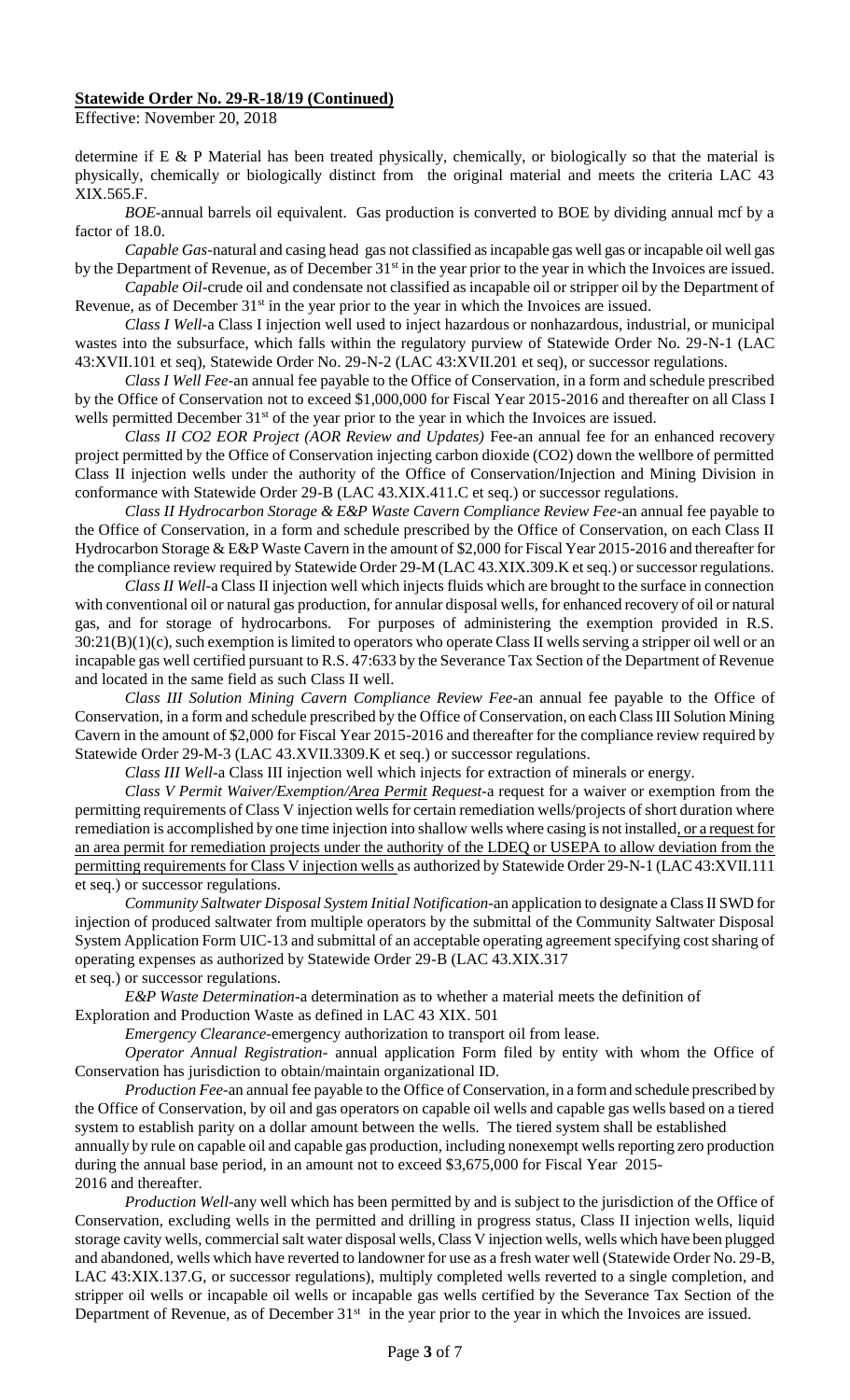**Statewide Order No. 29-R-18/19 (Continued)**

Effective: November 20, 2018

determine if E & P Material has been treated physically, chemically, or biologically so that the material is physically, chemically or biologically distinct from the original material and meets the criteria LAC 43 XIX.565.F.

*BOE*-annual barrels oil equivalent. Gas production is converted to BOE by dividing annual mcf by a factor of 18.0.

*Capable Gas*-natural and casing head gas not classified as incapable gas well gas or incapable oil well gas by the Department of Revenue, as of December 31st in the year prior to the year in which the Invoices are issued.

*Capable Oil*-crude oil and condensate not classified as incapable oil or stripper oil by the Department of Revenue, as of December 31st in the year prior to the year in which the Invoices are issued.

*Class I Well*-a Class I injection well used to inject hazardous or nonhazardous, industrial, or municipal wastes into the subsurface, which falls within the regulatory purview of Statewide Order No. 29-N-1 (LAC 43:XVII.101 et seq), Statewide Order No. 29-N-2 (LAC 43:XVII.201 et seq), or successor regulations.

*Class I Well Fee*-an annual fee payable to the Office of Conservation, in a form and schedule prescribed by the Office of Conservation not to exceed $1,000,000 for Fiscal Year 2015-2016 and thereafter on all Class I wells permitted December 31st of the year prior to the year in which the Invoices are issued.

*Class II CO2 EOR Project (AOR Review and Updates)* Fee-an annual fee for an enhanced recovery project permitted by the Office of Conservation injecting carbon dioxide ($CO_2$) down the wellbore of permitted Class II injection wells under the authority of the Office of Conservation/Injection and Mining Division in conformance with Statewide Order 29-B (LAC 43.XIX.411.C et seq.) or successor regulations.

*Class II Hydrocarbon Storage & E&P Waste Cavern Compliance Review Fee*-an annual fee payable to the Office of Conservation, in a form and schedule prescribed by the Office of Conservation, on each Class II Hydrocarbon Storage & E&P Waste Cavern in the amount of $2,000 for Fiscal Year 2015-2016 and thereafter for the compliance review required by Statewide Order 29-M (LAC 43.XIX.309.K et seq.) or successor regulations.

*Class II Well*-a Class II injection well which injects fluids which are brought to the surface in connection with conventional oil or natural gas production, for annular disposal wells, for enhanced recovery of oil or natural gas, and for storage of hydrocarbons. For purposes of administering the exemption provided in R.S. 30:21(B)(1)(c), such exemption is limited to operators who operate Class II wells serving a stripper oil well or an incapable gas well certified pursuant to R.S. 47:633 by the Severance Tax Section of the Department of Revenue and located in the same field as such Class II well.

*Class III Solution Mining Cavern Compliance Review Fee*-an annual fee payable to the Office of Conservation, in a form and schedule prescribed by the Office of Conservation, on each Class III Solution Mining Cavern in the amount of $2,000 for Fiscal Year 2015-2016 and thereafter for the compliance review required by Statewide Order 29-M-3 (LAC 43.XVII.3309.K et seq.) or successor regulations.

*Class III Well*-a Class III injection well which injects for extraction of minerals or energy.

*Class V Permit Waiver/Exemption/Area Permit Request*-a request for a waiver or exemption from the permitting requirements of Class V injection wells for certain remediation wells/projects of short duration where remediation is accomplished by one time injection into shallow wells where casing is not installed, or a request for an area permit for remediation projects under the authority of the LDEQ or USEPA to allow deviation from the permitting requirements for Class V injection wells as authorized by Statewide Order 29-N-1 (LAC 43:XVII.111 et seq.) or successor regulations.

*Community Saltwater Disposal System Initial Notification*-an application to designate a Class II SWD for injection of produced saltwater from multiple operators by the submittal of the Community Saltwater Disposal System Application Form UIC-13 and submittal of an acceptable operating agreement specifying cost sharing of operating expenses as authorized by Statewide Order 29-B (LAC 43.XIX.317 et seq.) or successor regulations.

*E&P Waste Determination*-a determination as to whether a material meets the definition of Exploration and Production Waste as defined in LAC 43 XIX. 501

*Emergency Clearance*-emergency authorization to transport oil from lease.

*Operator Annual Registration*- annual application Form filed by entity with whom the Office of Conservation has jurisdiction to obtain/maintain organizational ID.

*Production Fee*-an annual fee payable to the Office of Conservation, in a form and schedule prescribed by the Office of Conservation, by oil and gas operators on capable oil wells and capable gas wells based on a tiered system to establish parity on a dollar amount between the wells. The tiered system shall be established annually by rule on capable oil and capable gas production, including nonexempt wells reporting zero production during the annual base period, in an amount not to exceed $3,675,000 for Fiscal Year 2015-2016 and thereafter.

*Production Well*-any well which has been permitted by and is subject to the jurisdiction of the Office of Conservation, excluding wells in the permitted and drilling in progress status, Class II injection wells, liquid storage cavity wells, commercial salt water disposal wells, Class V injection wells, wells which have been plugged and abandoned, wells which have reverted to landowner for use as a fresh water well (Statewide Order No. 29-B, LAC 43:XIX.137.G, or successor regulations), multiply completed wells reverted to a single completion, and stripper oil wells or incapable oil wells or incapable gas wells certified by the Severance Tax Section of the Department of Revenue, as of December 31st in the year prior to the year in which the Invoices are issued.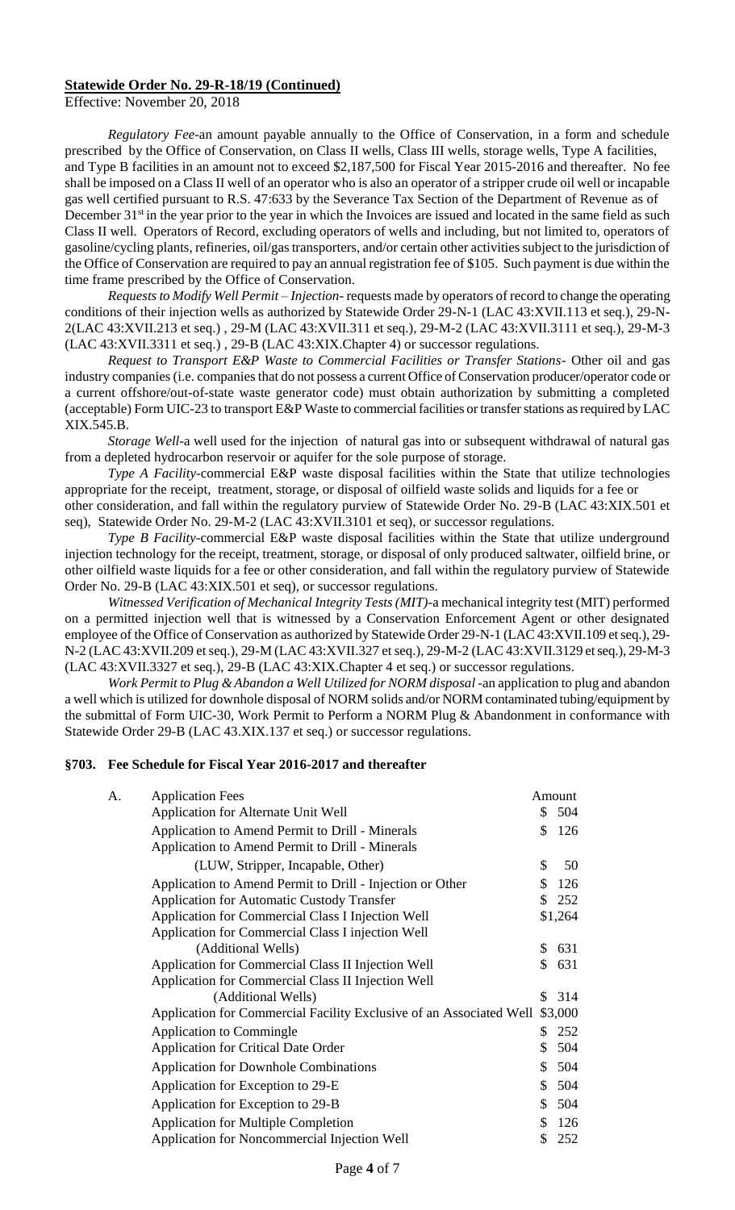**Statewide Order No. 29-R-18/19 (Continued)**

Effective: November 20, 2018

*Regulatory Fee*-an amount payable annually to the Office of Conservation, in a form and schedule prescribed by the Office of Conservation, on Class II wells, Class III wells, storage wells, Type A facilities, and Type B facilities in an amount not to exceed $2,187,500 for Fiscal Year 2015-2016 and thereafter. No fee shall be imposed on a Class II well of an operator who is also an operator of a stripper crude oil well or incapable gas well certified pursuant to R.S. 47:633 by the Severance Tax Section of the Department of Revenue as of December 31st in the year prior to the year in which the Invoices are issued and located in the same field as such Class II well. Operators of Record, excluding operators of wells and including, but not limited to, operators of gasoline/cycling plants, refineries, oil/gas transporters, and/or certain other activities subject to the jurisdiction of the Office of Conservation are required to pay an annual registration fee of $105. Such payment is due within the time frame prescribed by the Office of Conservation.

*Requests to Modify Well Permit – Injection*- requests made by operators of record to change the operating conditions of their injection wells as authorized by Statewide Order 29-N-1 (LAC 43:XVII.113 et seq.), 29-N-2(LAC 43:XVII.213 et seq.) , 29-M (LAC 43:XVII.311 et seq.), 29-M-2 (LAC 43:XVII.3111 et seq.), 29-M-3 (LAC 43:XVII.3311 et seq.) , 29-B (LAC 43:XIX.Chapter 4) or successor regulations.

*Request to Transport E&P Waste to Commercial Facilities or Transfer Stations*- Other oil and gas industry companies (i.e. companies that do not possess a current Office of Conservation producer/operator code or a current offshore/out-of-state waste generator code) must obtain authorization by submitting a completed (acceptable) Form UIC-23 to transport E&P Waste to commercial facilities or transfer stations as required by LAC XIX.545.B.

*Storage Well*-a well used for the injection of natural gas into or subsequent withdrawal of natural gas from a depleted hydrocarbon reservoir or aquifer for the sole purpose of storage.

*Type A Facility*-commercial E&P waste disposal facilities within the State that utilize technologies appropriate for the receipt, treatment, storage, or disposal of oilfield waste solids and liquids for a fee or other consideration, and fall within the regulatory purview of Statewide Order No. 29-B (LAC 43:XIX.501 et seq), Statewide Order No. 29-M-2 (LAC 43:XVII.3101 et seq), or successor regulations.

*Type B Facility*-commercial E&P waste disposal facilities within the State that utilize underground injection technology for the receipt, treatment, storage, or disposal of only produced saltwater, oilfield brine, or other oilfield waste liquids for a fee or other consideration, and fall within the regulatory purview of Statewide Order No. 29-B (LAC 43:XIX.501 et seq), or successor regulations.

*Witnessed Verification of Mechanical Integrity Tests (MIT)*-a mechanical integrity test (MIT) performed on a permitted injection well that is witnessed by a Conservation Enforcement Agent or other designated employee of the Office of Conservation as authorized by Statewide Order 29-N-1 (LAC 43:XVII.109 et seq.), 29-N-2 (LAC 43:XVII.209 et seq.), 29-M (LAC 43:XVII.327 et seq.), 29-M-2 (LAC 43:XVII.3129 et seq.), 29-M-3 (LAC 43:XVII.3327 et seq.), 29-B (LAC 43:XIX.Chapter 4 et seq.) or successor regulations.

*Work Permit to Plug & Abandon a Well Utilized for NORM disposal* -an application to plug and abandon a well which is utilized for downhole disposal of NORM solids and/or NORM contaminated tubing/equipment by the submittal of Form UIC-30, Work Permit to Perform a NORM Plug & Abandonment in conformance with Statewide Order 29-B (LAC 43.XIX.137 et seq.) or successor regulations.

**§703. Fee Schedule for Fiscal Year 2016-2017 and thereafter**

| | | Amount |
|---|---|---|
| A. | Application Fees | |
| | Application for Alternate Unit Well | $ 504 |
| | Application to Amend Permit to Drill - Minerals | $ 126 |
| | Application to Amend Permit to Drill - Minerals (LUW, Stripper, Incapable, Other) | $ 50 |
| | Application to Amend Permit to Drill - Injection or Other | $ 126 |
| | Application for Automatic Custody Transfer | $ 252 |
| | Application for Commercial Class I Injection Well | $1,264 |
| | Application for Commercial Class I injection Well (Additional Wells) | $ 631 |
| | Application for Commercial Class II Injection Well | $ 631 |
| | Application for Commercial Class II Injection Well (Additional Wells) | $ 314 |
| | Application for Commercial Facility Exclusive of an Associated Well | $3,000 |
| | Application to Commingle | $ 252 |
| | Application for Critical Date Order | $ 504 |
| | Application for Downhole Combinations | $ 504 |
| | Application for Exception to 29-E | $ 504 |
| | Application for Exception to 29-B | $ 504 |
| | Application for Multiple Completion | $ 126 |
| | Application for Noncommercial Injection Well | $ 252 |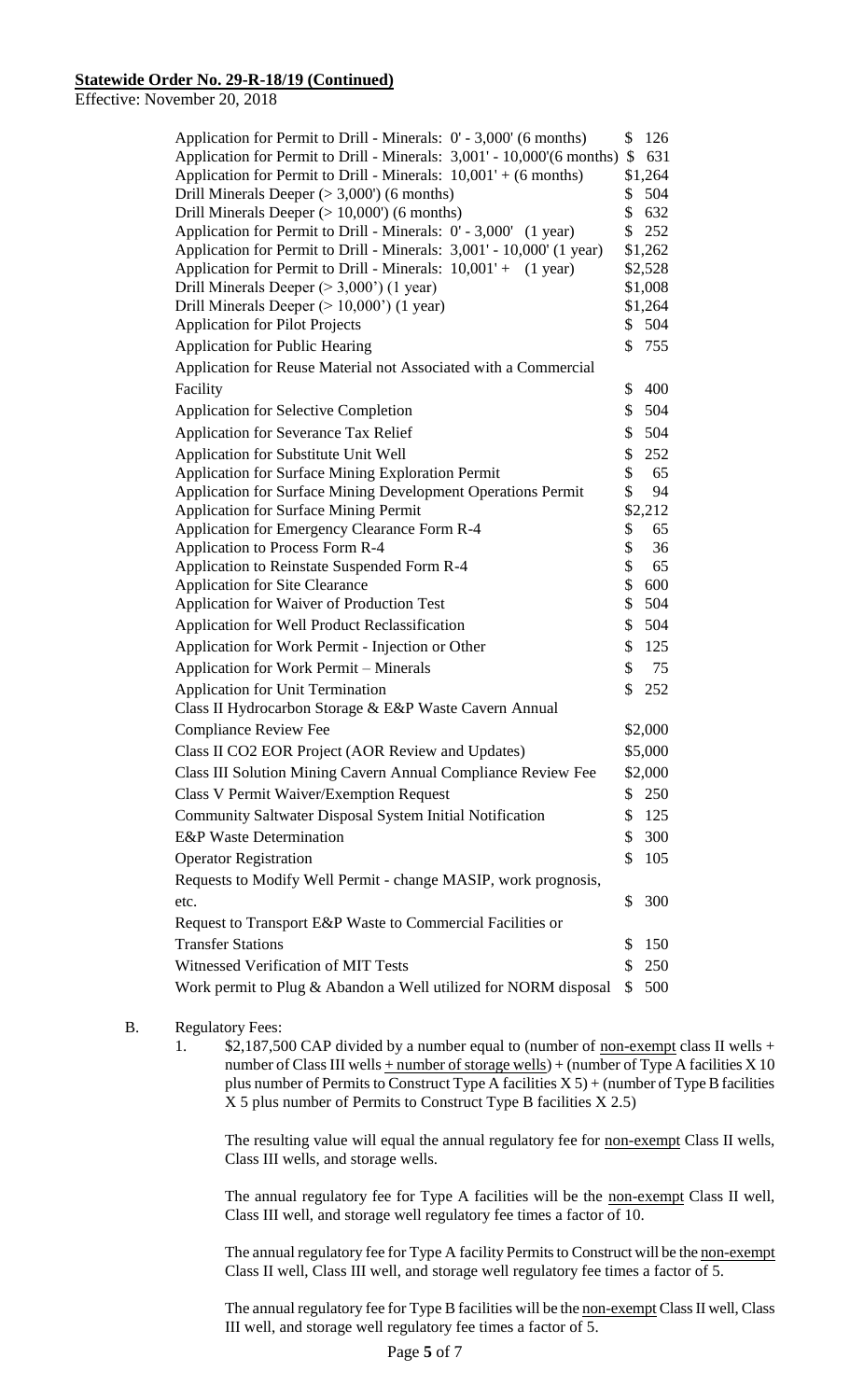**Statewide Order No. 29-R-18/19 (Continued)**

Effective: November 20, 2018

| | |
|---|---|
| Application for Permit to Drill - Minerals: 0' - 3,000' (6 months) | $ 126 |
| Application for Permit to Drill - Minerals: 3,001' - 10,000'(6 months) | $ 631 |
| Application for Permit to Drill - Minerals: 10,001' + (6 months) | $1,264 |
| Drill Minerals Deeper (> 3,000') (6 months) | $ 504 |
| Drill Minerals Deeper (> 10,000') (6 months) | $ 632 |
| Application for Permit to Drill - Minerals: 0' - 3,000' (1 year) | $ 252 |
| Application for Permit to Drill - Minerals: 3,001' - 10,000' (1 year) | $1,262 |
| Application for Permit to Drill - Minerals: 10,001' + (1 year) | $2,528 |
| Drill Minerals Deeper (> 3,000') (1 year) | $1,008 |
| Drill Minerals Deeper (> 10,000') (1 year) | $1,264 |
| Application for Pilot Projects | $ 504 |
| Application for Public Hearing | $ 755 |
| Application for Reuse Material not Associated with a Commercial Facility | $ 400 |
| Application for Selective Completion | $ 504 |
| Application for Severance Tax Relief | $ 504 |
| Application for Substitute Unit Well | $ 252 |
| Application for Surface Mining Exploration Permit | $ 65 |
| Application for Surface Mining Development Operations Permit | $ 94 |
| Application for Surface Mining Permit | $2,212 |
| Application for Emergency Clearance Form R-4 | $ 65 |
| Application to Process Form R-4 | $ 36 |
| Application to Reinstate Suspended Form R-4 | $ 65 |
| Application for Site Clearance | $ 600 |
| Application for Waiver of Production Test | $ 504 |
| Application for Well Product Reclassification | $ 504 |
| Application for Work Permit - Injection or Other | $ 125 |
| Application for Work Permit – Minerals | $ 75 |
| Application for Unit Termination | $ 252 |
| Class II Hydrocarbon Storage & E&P Waste Cavern Annual Compliance Review Fee | $2,000 |
| Class II CO2 EOR Project (AOR Review and Updates) | $5,000 |
| Class III Solution Mining Cavern Annual Compliance Review Fee | $2,000 |
| Class V Permit Waiver/Exemption Request | $ 250 |
| Community Saltwater Disposal System Initial Notification | $ 125 |
| E&P Waste Determination | $ 300 |
| Operator Registration | $ 105 |
| Requests to Modify Well Permit - change MASIP, work prognosis, etc. | $ 300 |
| Request to Transport E&P Waste to Commercial Facilities or Transfer Stations | $ 150 |
| Witnessed Verification of MIT Tests | $ 250 |
| Work permit to Plug & Abandon a Well utilized for NORM disposal | $ 500 |

B. Regulatory Fees:

1. $2,187,500 CAP divided by a number equal to (number of non-exempt class II wells + number of Class III wells + number of storage wells) + (number of Type A facilities X 10 plus number of Permits to Construct Type A facilities X 5) + (number of Type B facilities X 5 plus number of Permits to Construct Type B facilities X 2.5)

   The resulting value will equal the annual regulatory fee for non-exempt Class II wells, Class III wells, and storage wells.

   The annual regulatory fee for Type A facilities will be the non-exempt Class II well, Class III well, and storage well regulatory fee times a factor of 10.

   The annual regulatory fee for Type A facility Permits to Construct will be the non-exempt Class II well, Class III well, and storage well regulatory fee times a factor of 5.

   The annual regulatory fee for Type B facilities will be the non-exempt Class II well, Class III well, and storage well regulatory fee times a factor of 5.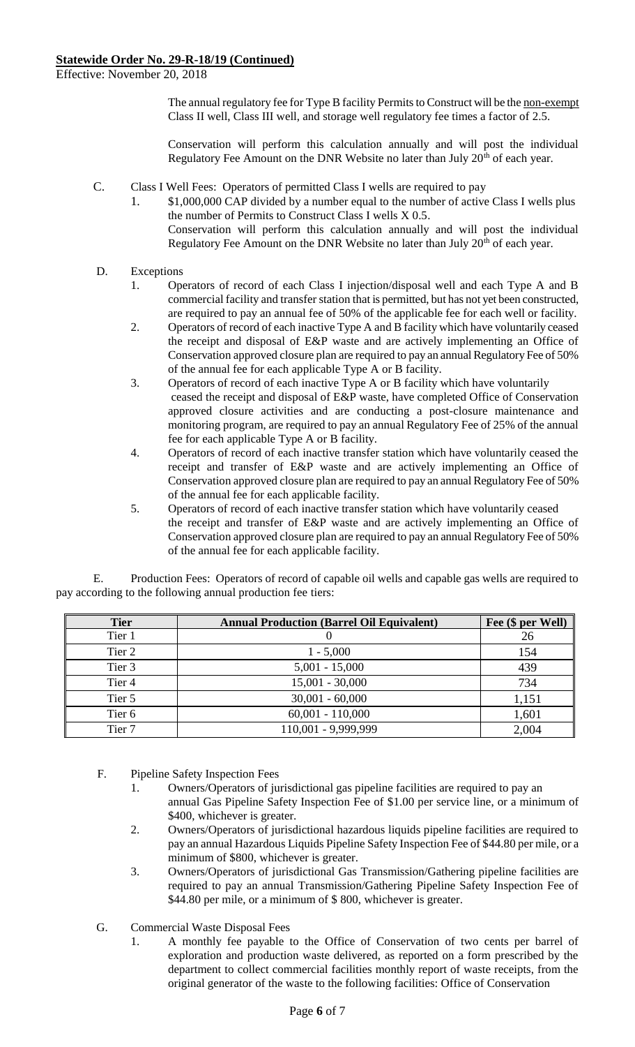**Statewide Order No. 29-R-18/19 (Continued)**

Effective: November 20, 2018

The annual regulatory fee for Type B facility Permits to Construct will be the non-exempt Class II well, Class III well, and storage well regulatory fee times a factor of 2.5.

Conservation will perform this calculation annually and will post the individual Regulatory Fee Amount on the DNR Website no later than July 20th of each year.

C. Class I Well Fees: Operators of permitted Class I wells are required to pay

1. \$1,000,000 CAP divided by a number equal to the number of active Class I wells plus the number of Permits to Construct Class I wells X 0.5.
   Conservation will perform this calculation annually and will post the individual Regulatory Fee Amount on the DNR Website no later than July 20th of each year.

D. Exceptions

1. Operators of record of each Class I injection/disposal well and each Type A and B commercial facility and transfer station that is permitted, but has not yet been constructed, are required to pay an annual fee of 50% of the applicable fee for each well or facility.
2. Operators of record of each inactive Type A and B facility which have voluntarily ceased the receipt and disposal of E&P waste and are actively implementing an Office of Conservation approved closure plan are required to pay an annual Regulatory Fee of 50% of the annual fee for each applicable Type A or B facility.
3. Operators of record of each inactive Type A or B facility which have voluntarily ceased the receipt and disposal of E&P waste, have completed Office of Conservation approved closure activities and are conducting a post-closure maintenance and monitoring program, are required to pay an annual Regulatory Fee of 25% of the annual fee for each applicable Type A or B facility.
4. Operators of record of each inactive transfer station which have voluntarily ceased the receipt and transfer of E&P waste and are actively implementing an Office of Conservation approved closure plan are required to pay an annual Regulatory Fee of 50% of the annual fee for each applicable facility.
5. Operators of record of each inactive transfer station which have voluntarily ceased the receipt and transfer of E&P waste and are actively implementing an Office of Conservation approved closure plan are required to pay an annual Regulatory Fee of 50% of the annual fee for each applicable facility.

E. Production Fees: Operators of record of capable oil wells and capable gas wells are required to pay according to the following annual production fee tiers:

| Tier | Annual Production (Barrel Oil Equivalent) | Fee (\$ per Well) |
|---|---|---|
| Tier 1 | 0 | 26 |
| Tier 2 | 1 - 5,000 | 154 |
| Tier 3 | 5,001 - 15,000 | 439 |
| Tier 4 | 15,001 - 30,000 | 734 |
| Tier 5 | 30,001 - 60,000 | 1,151 |
| Tier 6 | 60,001 - 110,000 | 1,601 |
| Tier 7 | 110,001 - 9,999,999 | 2,004 |

F. Pipeline Safety Inspection Fees

1. Owners/Operators of jurisdictional gas pipeline facilities are required to pay an annual Gas Pipeline Safety Inspection Fee of \$1.00 per service line, or a minimum of \$400, whichever is greater.
2. Owners/Operators of jurisdictional hazardous liquids pipeline facilities are required to pay an annual Hazardous Liquids Pipeline Safety Inspection Fee of \$44.80 per mile, or a minimum of \$800, whichever is greater.
3. Owners/Operators of jurisdictional Gas Transmission/Gathering pipeline facilities are required to pay an annual Transmission/Gathering Pipeline Safety Inspection Fee of \$44.80 per mile, or a minimum of \$ 800, whichever is greater.

G. Commercial Waste Disposal Fees

1. A monthly fee payable to the Office of Conservation of two cents per barrel of exploration and production waste delivered, as reported on a form prescribed by the department to collect commercial facilities monthly report of waste receipts, from the original generator of the waste to the following facilities: Office of Conservation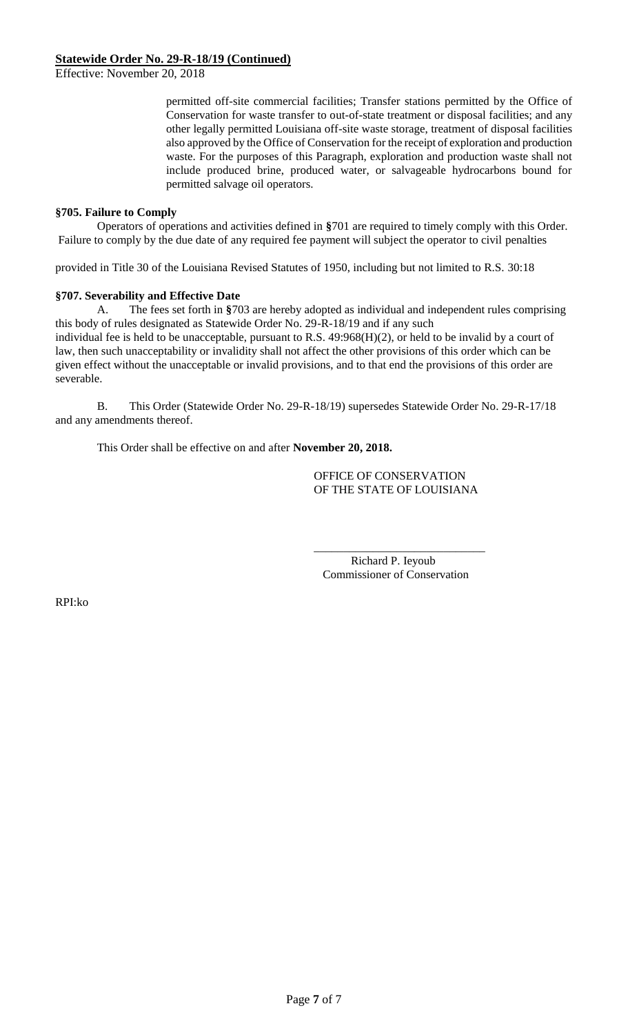permitted off-site commercial facilities; Transfer stations permitted by the Office of Conservation for waste transfer to out-of-state treatment or disposal facilities; and any other legally permitted Louisiana off-site waste storage, treatment of disposal facilities also approved by the Office of Conservation for the receipt of exploration and production waste. For the purposes of this Paragraph, exploration and production waste shall not include produced brine, produced water, or salvageable hydrocarbons bound for permitted salvage oil operators.

**§705. Failure to Comply**

Operators of operations and activities defined in **§**701 are required to timely comply with this Order. Failure to comply by the due date of any required fee payment will subject the operator to civil penalties

provided in Title 30 of the Louisiana Revised Statutes of 1950, including but not limited to R.S. 30:18

**§707. Severability and Effective Date**

A. The fees set forth in **§**703 are hereby adopted as individual and independent rules comprising this body of rules designated as Statewide Order No. 29-R-18/19 and if any such individual fee is held to be unacceptable, pursuant to R.S. 49:968(H)(2), or held to be invalid by a court of law, then such unacceptability or invalidity shall not affect the other provisions of this order which can be given effect without the unacceptable or invalid provisions, and to that end the provisions of this order are severable.

B. This Order (Statewide Order No. 29-R-18/19) supersedes Statewide Order No. 29-R-17/18 and any amendments thereof.

This Order shall be effective on and after **November 20, 2018.**

OFFICE OF CONSERVATION
OF THE STATE OF LOUISIANA

\_\_\_\_\_\_\_\_\_\_\_\_\_\_\_\_\_\_\_\_\_\_\_\_\_\_\_\_\_\_

Richard P. Ieyoub
Commissioner of Conservation

RPI:ko